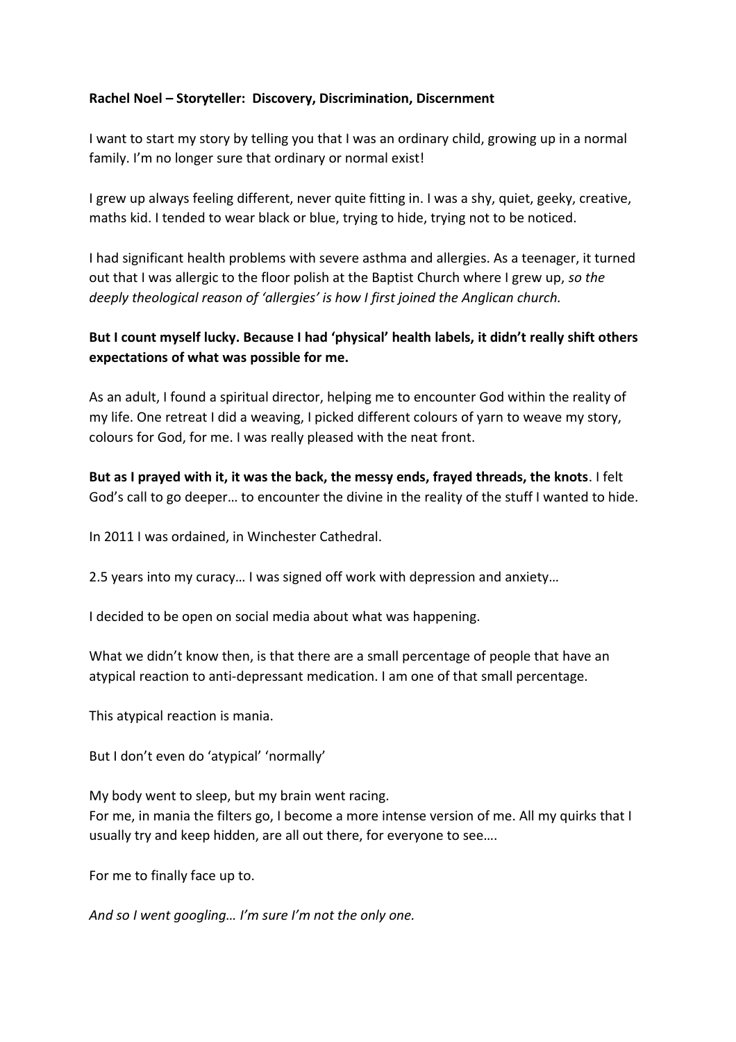**Rachel Noel – Storyteller: Discovery, Discrimination, Discernment**

I want to start my story by telling you that I was an ordinary child, growing up in a normal family. I'm no longer sure that ordinary or normal exist!

I grew up always feeling different, never quite fitting in. I was a shy, quiet, geeky, creative, maths kid. I tended to wear black or blue, trying to hide, trying not to be noticed.

I had significant health problems with severe asthma and allergies. As a teenager, it turned out that I was allergic to the floor polish at the Baptist Church where I grew up, *so the deeply theological reason of 'allergies' is how I first joined the Anglican church.*

**But I count myself lucky. Because I had 'physical' health labels, it didn't really shift others expectations of what was possible for me.**

As an adult, I found a spiritual director, helping me to encounter God within the reality of my life. One retreat I did a weaving, I picked different colours of yarn to weave my story, colours for God, for me. I was really pleased with the neat front.

**But as I prayed with it, it was the back, the messy ends, frayed threads, the knots**. I felt God's call to go deeper… to encounter the divine in the reality of the stuff I wanted to hide.

In 2011 I was ordained, in Winchester Cathedral.

2.5 years into my curacy… I was signed off work with depression and anxiety…

I decided to be open on social media about what was happening.

What we didn't know then, is that there are a small percentage of people that have an atypical reaction to anti-depressant medication. I am one of that small percentage.

This atypical reaction is mania.

But I don't even do 'atypical' 'normally'

My body went to sleep, but my brain went racing.
For me, in mania the filters go, I become a more intense version of me. All my quirks that I usually try and keep hidden, are all out there, for everyone to see….

For me to finally face up to.

*And so I went googling… I'm sure I'm not the only one.*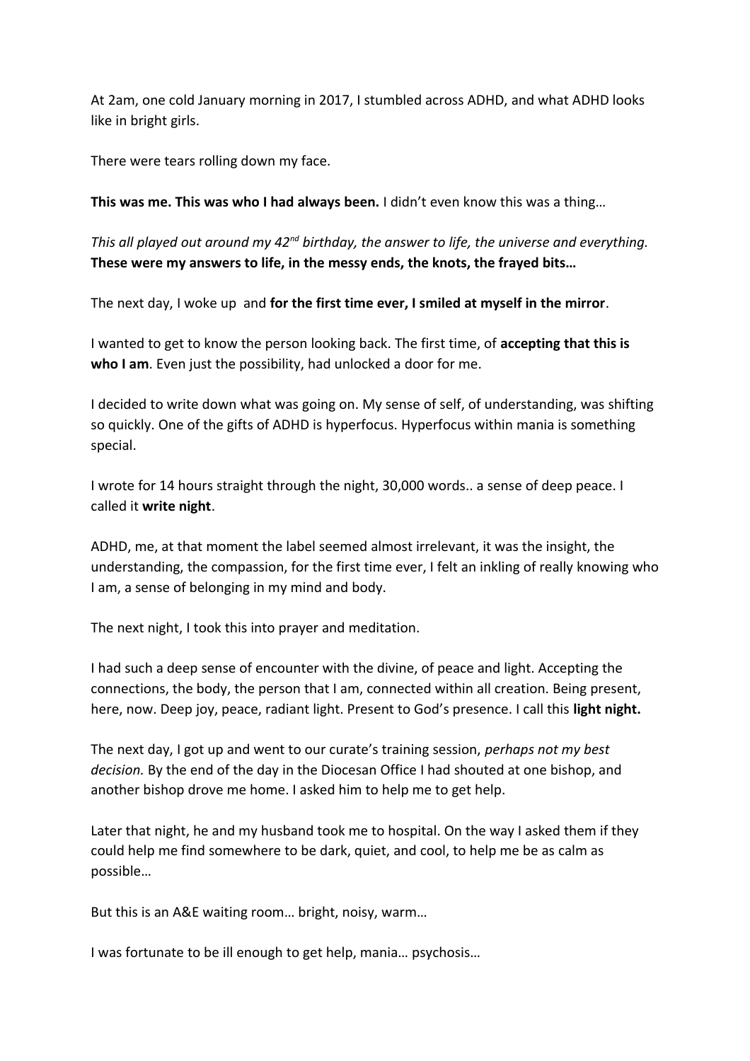At 2am, one cold January morning in 2017, I stumbled across ADHD, and what ADHD looks like in bright girls.

There were tears rolling down my face.

**This was me. This was who I had always been.** I didn't even know this was a thing…

*This all played out around my 42nd birthday, the answer to life, the universe and everything.* **These were my answers to life, in the messy ends, the knots, the frayed bits…**

The next day, I woke up and **for the first time ever, I smiled at myself in the mirror**.

I wanted to get to know the person looking back. The first time, of **accepting that this is who I am**. Even just the possibility, had unlocked a door for me.

I decided to write down what was going on. My sense of self, of understanding, was shifting so quickly. One of the gifts of ADHD is hyperfocus. Hyperfocus within mania is something special.

I wrote for 14 hours straight through the night, 30,000 words.. a sense of deep peace. I called it **write night**.

ADHD, me, at that moment the label seemed almost irrelevant, it was the insight, the understanding, the compassion, for the first time ever, I felt an inkling of really knowing who I am, a sense of belonging in my mind and body.

The next night, I took this into prayer and meditation.

I had such a deep sense of encounter with the divine, of peace and light. Accepting the connections, the body, the person that I am, connected within all creation. Being present, here, now. Deep joy, peace, radiant light. Present to God's presence. I call this **light night.**

The next day, I got up and went to our curate's training session, *perhaps not my best decision.* By the end of the day in the Diocesan Office I had shouted at one bishop, and another bishop drove me home. I asked him to help me to get help.

Later that night, he and my husband took me to hospital. On the way I asked them if they could help me find somewhere to be dark, quiet, and cool, to help me be as calm as possible…

But this is an A&E waiting room… bright, noisy, warm…

I was fortunate to be ill enough to get help, mania… psychosis…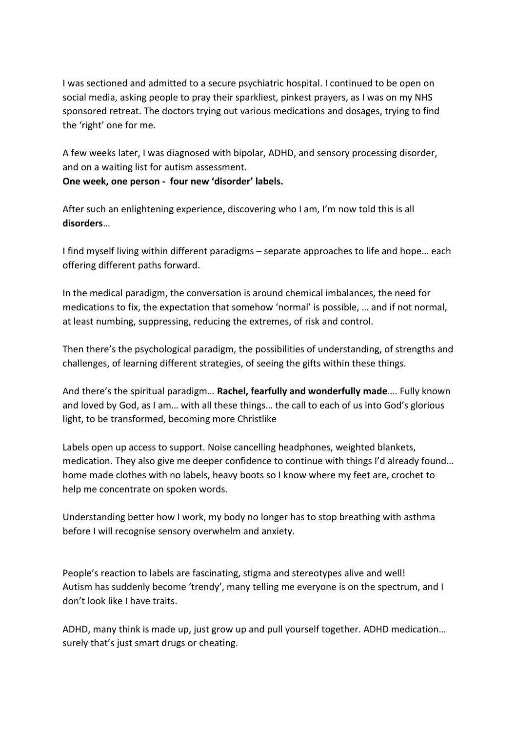I was sectioned and admitted to a secure psychiatric hospital. I continued to be open on social media, asking people to pray their sparkliest, pinkest prayers, as I was on my NHS sponsored retreat. The doctors trying out various medications and dosages, trying to find the 'right' one for me.

A few weeks later, I was diagnosed with bipolar, ADHD, and sensory processing disorder, and on a waiting list for autism assessment.
**One week, one person - four new 'disorder' labels.**

After such an enlightening experience, discovering who I am, I'm now told this is all **disorders**…

I find myself living within different paradigms – separate approaches to life and hope… each offering different paths forward.

In the medical paradigm, the conversation is around chemical imbalances, the need for medications to fix, the expectation that somehow 'normal' is possible, … and if not normal, at least numbing, suppressing, reducing the extremes, of risk and control.

Then there's the psychological paradigm, the possibilities of understanding, of strengths and challenges, of learning different strategies, of seeing the gifts within these things.

And there's the spiritual paradigm… **Rachel, fearfully and wonderfully made**…. Fully known and loved by God, as I am… with all these things… the call to each of us into God's glorious light, to be transformed, becoming more Christlike

Labels open up access to support. Noise cancelling headphones, weighted blankets, medication. They also give me deeper confidence to continue with things I'd already found… home made clothes with no labels, heavy boots so I know where my feet are, crochet to help me concentrate on spoken words.

Understanding better how I work, my body no longer has to stop breathing with asthma before I will recognise sensory overwhelm and anxiety.

People's reaction to labels are fascinating, stigma and stereotypes alive and well!
Autism has suddenly become 'trendy', many telling me everyone is on the spectrum, and I don't look like I have traits.

ADHD, many think is made up, just grow up and pull yourself together. ADHD medication… surely that's just smart drugs or cheating.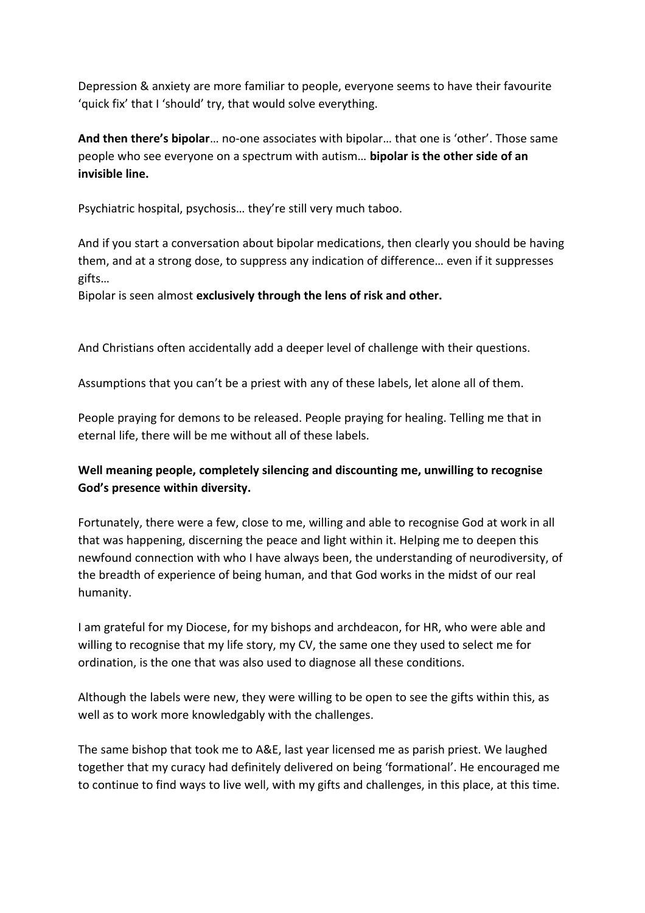Depression & anxiety are more familiar to people, everyone seems to have their favourite 'quick fix' that I 'should' try, that would solve everything.

**And then there's bipolar**… no-one associates with bipolar… that one is 'other'. Those same people who see everyone on a spectrum with autism… **bipolar is the other side of an invisible line.**

Psychiatric hospital, psychosis… they're still very much taboo.

And if you start a conversation about bipolar medications, then clearly you should be having them, and at a strong dose, to suppress any indication of difference… even if it suppresses gifts…
Bipolar is seen almost **exclusively through the lens of risk and other.**

And Christians often accidentally add a deeper level of challenge with their questions.

Assumptions that you can't be a priest with any of these labels, let alone all of them.

People praying for demons to be released. People praying for healing. Telling me that in eternal life, there will be me without all of these labels.

**Well meaning people, completely silencing and discounting me, unwilling to recognise God's presence within diversity.**

Fortunately, there were a few, close to me, willing and able to recognise God at work in all that was happening, discerning the peace and light within it. Helping me to deepen this newfound connection with who I have always been, the understanding of neurodiversity, of the breadth of experience of being human, and that God works in the midst of our real humanity.

I am grateful for my Diocese, for my bishops and archdeacon, for HR, who were able and willing to recognise that my life story, my CV, the same one they used to select me for ordination, is the one that was also used to diagnose all these conditions.

Although the labels were new, they were willing to be open to see the gifts within this, as well as to work more knowledgably with the challenges.

The same bishop that took me to A&E, last year licensed me as parish priest. We laughed together that my curacy had definitely delivered on being 'formational'. He encouraged me to continue to find ways to live well, with my gifts and challenges, in this place, at this time.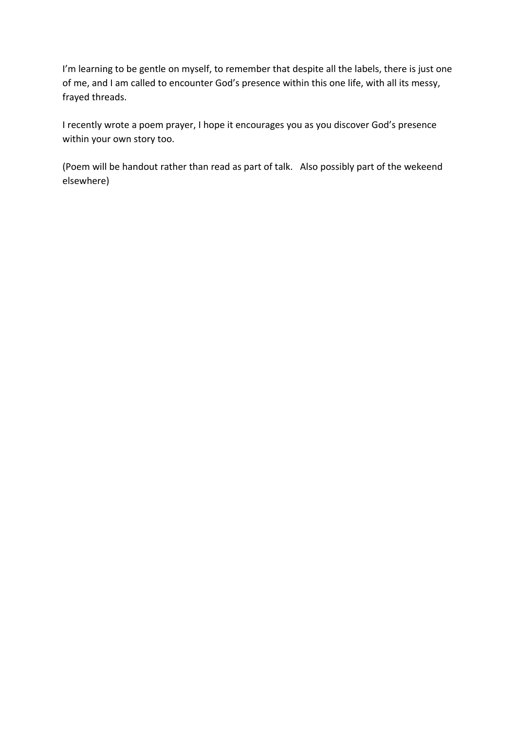I'm learning to be gentle on myself, to remember that despite all the labels, there is just one of me, and I am called to encounter God's presence within this one life, with all its messy, frayed threads.

I recently wrote a poem prayer, I hope it encourages you as you discover God's presence within your own story too.

(Poem will be handout rather than read as part of talk. Also possibly part of the wekeend elsewhere)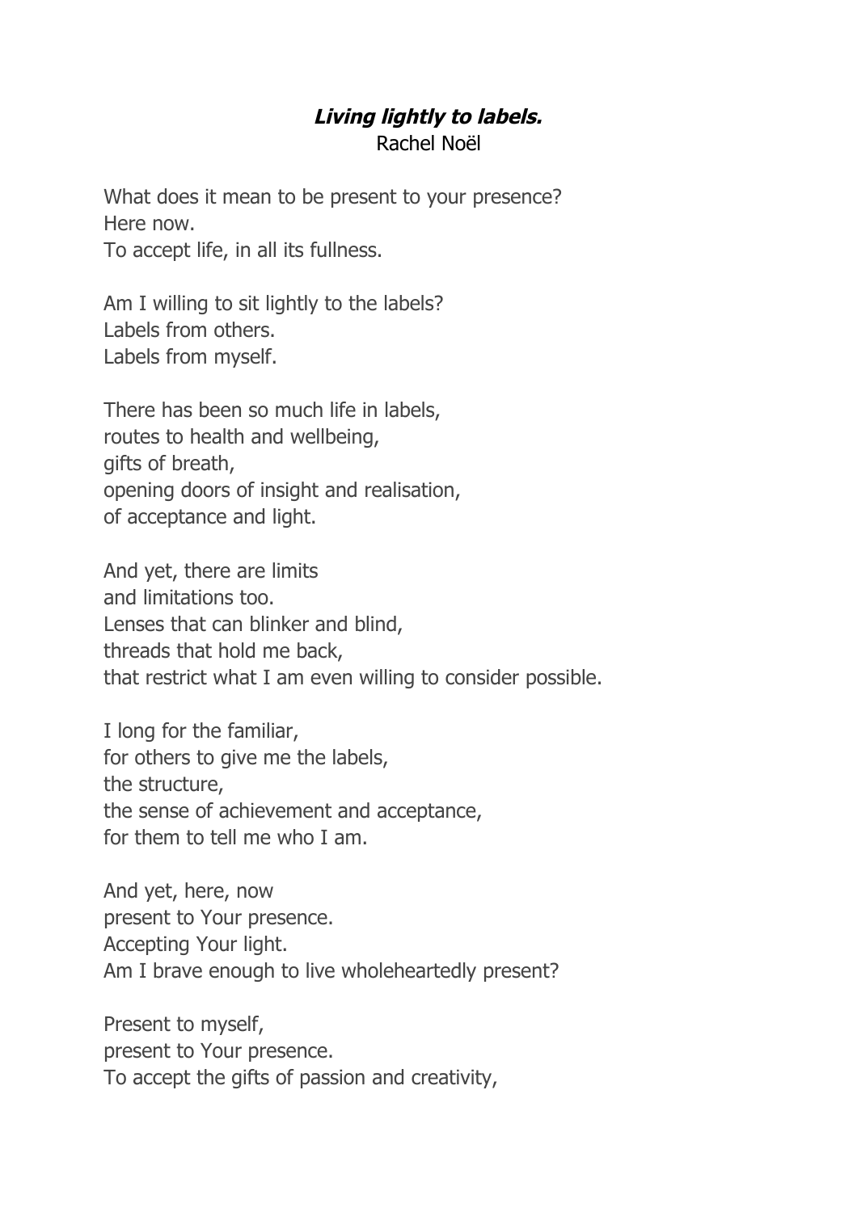***Living lightly to labels.***

Rachel Noël

What does it mean to be present to your presence?  
Here now.  
To accept life, in all its fullness.

Am I willing to sit lightly to the labels?  
Labels from others.  
Labels from myself.

There has been so much life in labels,  
routes to health and wellbeing,  
gifts of breath,  
opening doors of insight and realisation,  
of acceptance and light.

And yet, there are limits  
and limitations too.  
Lenses that can blinker and blind,  
threads that hold me back,  
that restrict what I am even willing to consider possible.

I long for the familiar,  
for others to give me the labels,  
the structure,  
the sense of achievement and acceptance,  
for them to tell me who I am.

And yet, here, now  
present to Your presence.  
Accepting Your light.  
Am I brave enough to live wholeheartedly present?

Present to myself,  
present to Your presence.  
To accept the gifts of passion and creativity,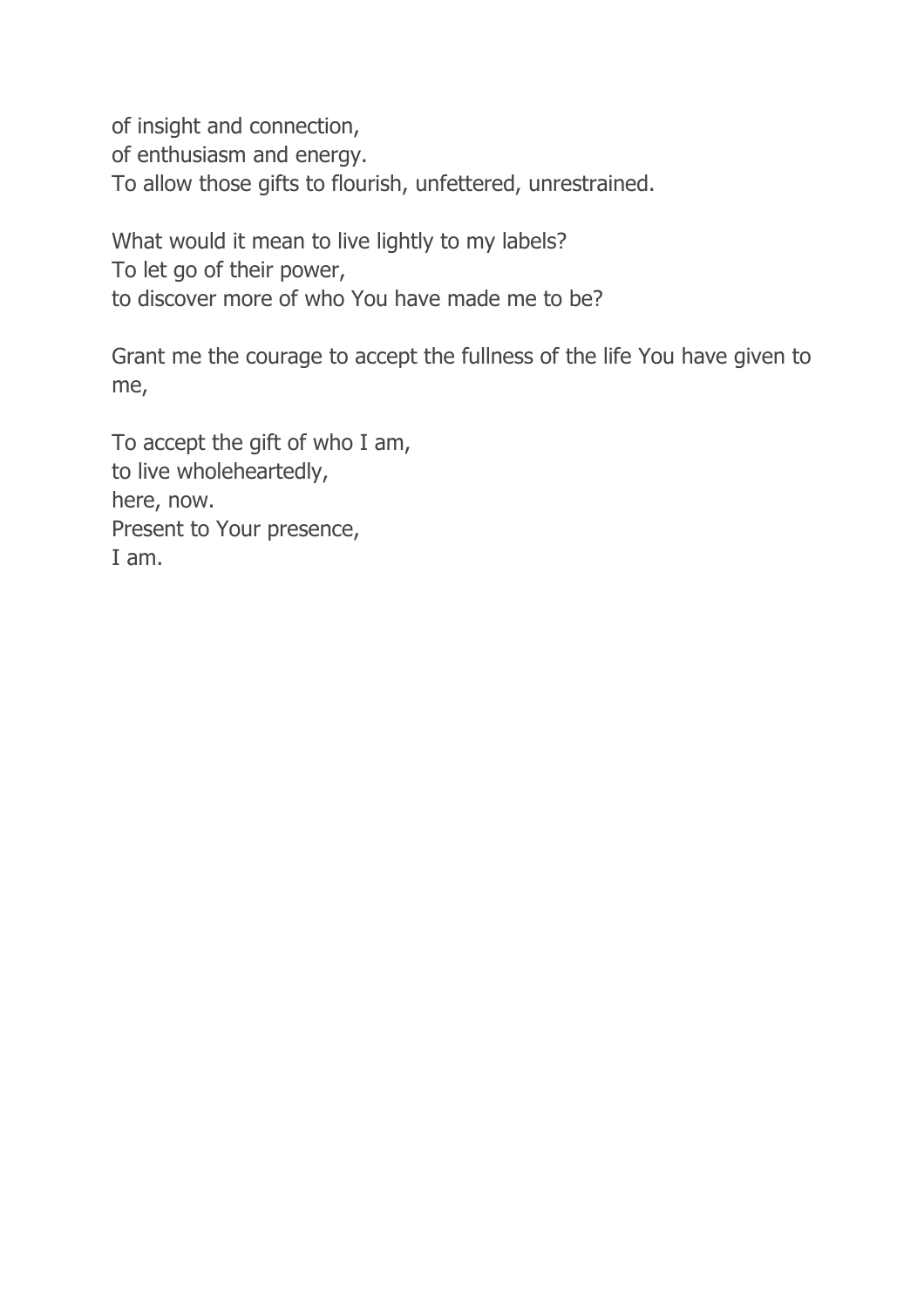of insight and connection,  
of enthusiasm and energy.  
To allow those gifts to flourish, unfettered, unrestrained.

What would it mean to live lightly to my labels?  
To let go of their power,  
to discover more of who You have made me to be?

Grant me the courage to accept the fullness of the life You have given to me,

To accept the gift of who I am,  
to live wholeheartedly,  
here, now.  
Present to Your presence,  
I am.